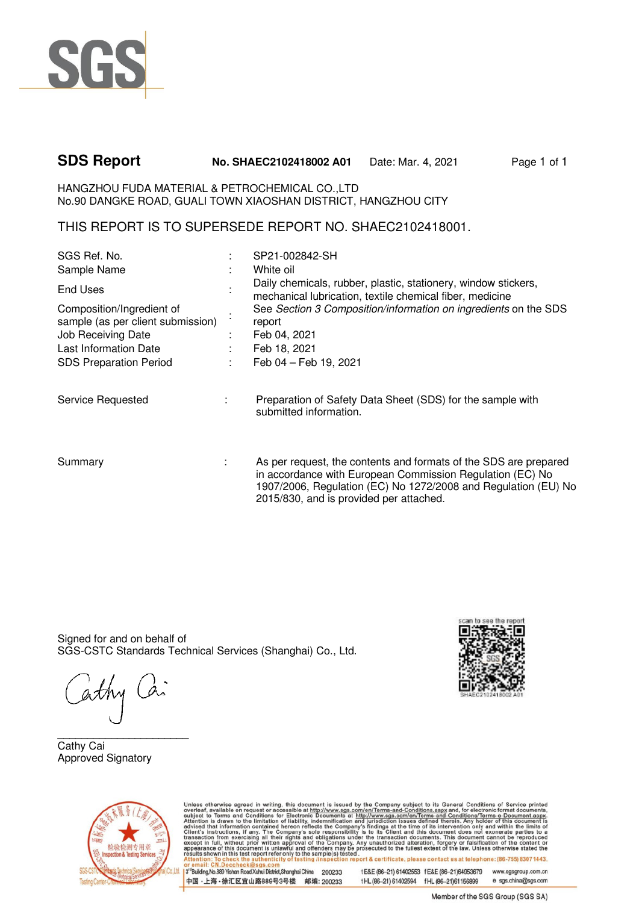SGS

# SDS Report

**No. SHAEC2102418002 A01** Date: Mar. 4, 2021

HANGZHOU FUDA MATERIAL & PETROCHEMICAL CO.,LTD
No.90 DANGKE ROAD, GUALI TOWN XIAOSHAN DISTRICT, HANGZHOU CITY

THIS REPORT IS TO SUPERSEDE REPORT NO. SHAEC2102418001.

| | | |
|---|---|---|
| SGS Ref. No. | : | SP21-002842-SH |
| Sample Name | : | White oil |
| End Uses | : | Daily chemicals, rubber, plastic, stationery, window stickers, mechanical lubrication, textile chemical fiber, medicine |
| Composition/Ingredient of sample (as per client submission) | : | See *Section 3 Composition/information on ingredients* on the SDS report |
| Job Receiving Date | : | Feb 04, 2021 |
| Last Information Date | : | Feb 18, 2021 |
| SDS Preparation Period | : | Feb 04 – Feb 19, 2021 |

Service Requested : Preparation of Safety Data Sheet (SDS) for the sample with submitted information.

Summary : As per request, the contents and formats of the SDS are prepared in accordance with European Commission Regulation (EC) No 1907/2006, Regulation (EC) No 1272/2008 and Regulation (EU) No 2015/830, and is provided per attached.

Signed for and on behalf of
SGS-CSTC Standards Technical Services (Shanghai) Co., Ltd.

Cathy Cai
Approved Signatory

scan to see the report
SHAEC2102418002 A01

Unless otherwise agreed in writing, this document is issued by the Company subject to its General Conditions of Service printed overleaf, available on request or accessible at http://www.sgs.com/en/Terms-and-Conditions.aspx and, for electronic format documents, subject to Terms and Conditions for Electronic Documents at http://www.sgs.com/en/Terms-e-Document.aspx. Attention is drawn to the limitation of liability, indemnification and jurisdiction issues defined therein. Any holder of this document is advised that information contained hereon reflects the Company's findings at the time of its intervention only and within the limits of Client's instructions, if any. The Company's sole responsibility is to its Client and this document does not exonerate parties to a transaction from exercising all their rights and obligations under the transaction documents. This document cannot be reproduced except in full, without prior written approval of the Company. Any unauthorized alteration, forgery or falsification of the content or appearance of this document is unlawful and offenders may be prosecuted to the fullest extent of the law. Unless otherwise stated the results shown in this test report refer only to the sample(s) tested.
Attention: To check the authenticity of testing /inspection report & certificate, please contact us at telephone: (86-755) 8307 1443, or email: CN.Doccheck@sgs.com

3rd Building,No.889 Yishan Road Xuhui District,Shanghai China 200233 t E&E (86-21) 61402553 f E&E (86-21)64953679 www.sgsgroup.com.cn
中国・上海・徐汇区宜山路889号3号楼 邮编: 200233 t HL (86-21) 61402594 f HL (86-21)61156899 e sgs.china@sgs.com

Member of the SGS Group (SGS SA)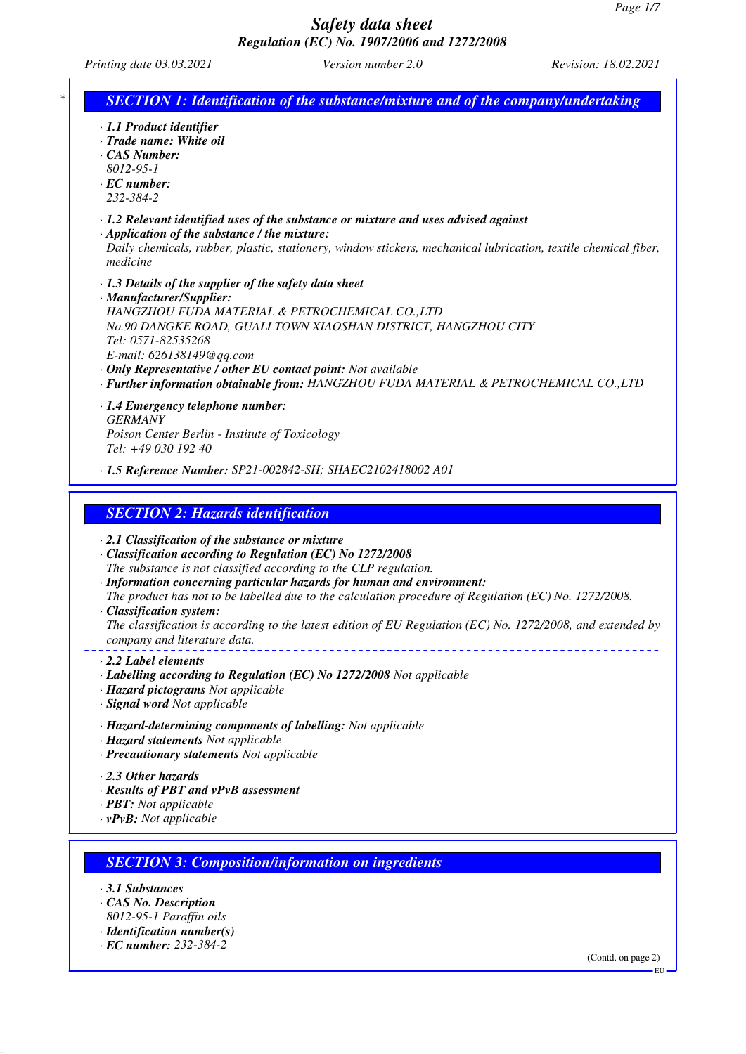# Safety data sheet

## Regulation (EC) No. 1907/2006 and 1272/2008

Printing date 03.03.2021 | Version number 2.0 | Revision: 18.02.2021

## * SECTION 1: Identification of the substance/mixture and of the company/undertaking

- **1.1 Product identifier**
- **Trade name: White oil**
- **CAS Number:**
  8012-95-1
- **EC number:**
  232-384-2
- **1.2 Relevant identified uses of the substance or mixture and uses advised against**
- **Application of the substance / the mixture:**
  Daily chemicals, rubber, plastic, stationery, window stickers, mechanical lubrication, textile chemical fiber, medicine
- **1.3 Details of the supplier of the safety data sheet**
- **Manufacturer/Supplier:**
  HANGZHOU FUDA MATERIAL & PETROCHEMICAL CO.,LTD
  No.90 DANGKE ROAD, GUALI TOWN XIAOSHAN DISTRICT, HANGZHOU CITY
  Tel: 0571-82535268
  E-mail: 626138149@qq.com
- **Only Representative / other EU contact point:** Not available
- **Further information obtainable from:** HANGZHOU FUDA MATERIAL & PETROCHEMICAL CO.,LTD
- **1.4 Emergency telephone number:**
  GERMANY
  Poison Center Berlin - Institute of Toxicology
  Tel: +49 030 192 40
- **1.5 Reference Number:** SP21-002842-SH; SHAEC2102418002 A01

## SECTION 2: Hazards identification

- **2.1 Classification of the substance or mixture**
- **Classification according to Regulation (EC) No 1272/2008**
  The substance is not classified according to the CLP regulation.
- **Information concerning particular hazards for human and environment:**
  The product has not to be labelled due to the calculation procedure of Regulation (EC) No. 1272/2008.
- **Classification system:**
  The classification is according to the latest edition of EU Regulation (EC) No. 1272/2008, and extended by company and literature data.

---

- **2.2 Label elements**
- **Labelling according to Regulation (EC) No 1272/2008** Not applicable
- **Hazard pictograms** Not applicable
- **Signal word** Not applicable
- **Hazard-determining components of labelling:** Not applicable
- **Hazard statements** Not applicable
- **Precautionary statements** Not applicable
- **2.3 Other hazards**
- **Results of PBT and vPvB assessment**
- **PBT:** Not applicable
- **vPvB:** Not applicable

## SECTION 3: Composition/information on ingredients

- **3.1 Substances**
- **CAS No. Description**
  8012-95-1 Paraffin oils
- **Identification number(s)**
- **EC number:** 232-384-2

(Contd. on page 2)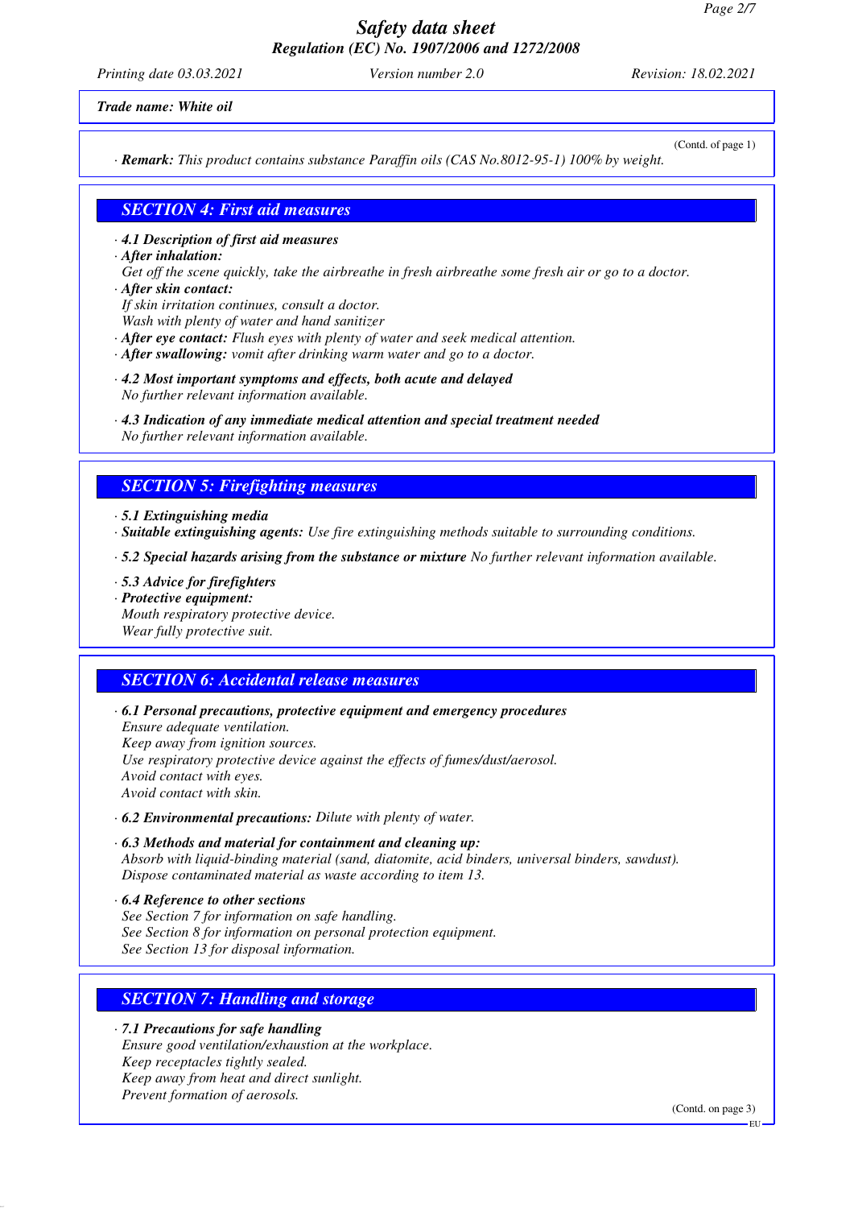*(Contd. of page 1)*

· **Remark:** *This product contains substance Paraffin oils (CAS No.8012-95-1) 100% by weight.*

## SECTION 4: First aid measures

· **4.1 Description of first aid measures**

· **After inhalation:**

Get off the scene quickly, take the airbreathe in fresh airbreathe some fresh air or go to a doctor.

· **After skin contact:**

If skin irritation continues, consult a doctor.
Wash with plenty of water and hand sanitizer

· **After eye contact:** Flush eyes with plenty of water and seek medical attention.

· **After swallowing:** vomit after drinking warm water and go to a doctor.

· **4.2 Most important symptoms and effects, both acute and delayed**

No further relevant information available.

· **4.3 Indication of any immediate medical attention and special treatment needed**

No further relevant information available.

## SECTION 5: Firefighting measures

· **5.1 Extinguishing media**

· **Suitable extinguishing agents:** Use fire extinguishing methods suitable to surrounding conditions.

· **5.2 Special hazards arising from the substance or mixture** No further relevant information available.

· **5.3 Advice for firefighters**

· **Protective equipment:**

Mouth respiratory protective device.
Wear fully protective suit.

## SECTION 6: Accidental release measures

· **6.1 Personal precautions, protective equipment and emergency procedures**

Ensure adequate ventilation.
Keep away from ignition sources.
Use respiratory protective device against the effects of fumes/dust/aerosol.
Avoid contact with eyes.
Avoid contact with skin.

· **6.2 Environmental precautions:** Dilute with plenty of water.

· **6.3 Methods and material for containment and cleaning up:**

Absorb with liquid-binding material (sand, diatomite, acid binders, universal binders, sawdust).
Dispose contaminated material as waste according to item 13.

· **6.4 Reference to other sections**

See Section 7 for information on safe handling.
See Section 8 for information on personal protection equipment.
See Section 13 for disposal information.

## SECTION 7: Handling and storage

· **7.1 Precautions for safe handling**

Ensure good ventilation/exhaustion at the workplace.
Keep receptacles tightly sealed.
Keep away from heat and direct sunlight.
Prevent formation of aerosols.

*(Contd. on page 3)*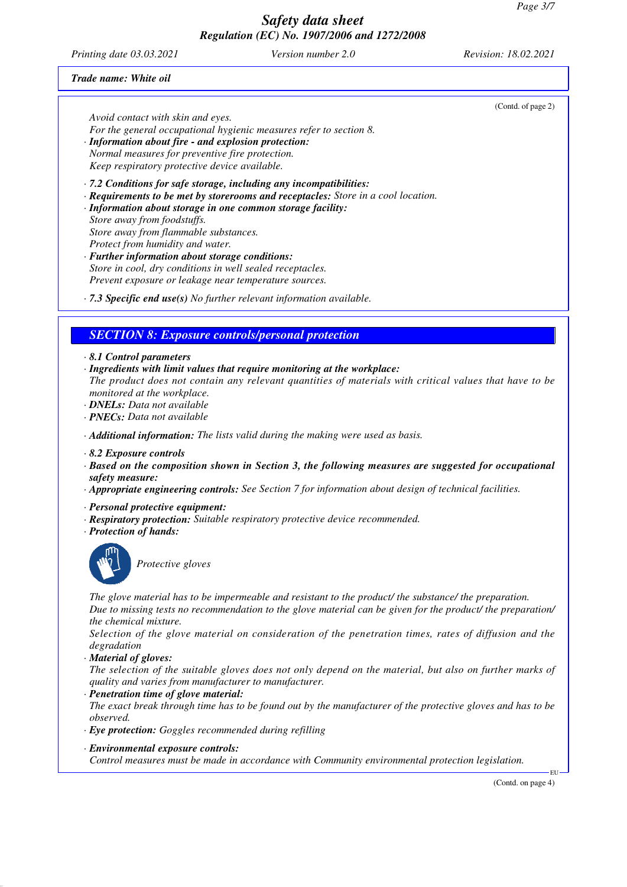(Contd. of page 2)

Avoid contact with skin and eyes.
For the general occupational hygienic measures refer to section 8.

· **Information about fire - and explosion protection:**
Normal measures for preventive fire protection.
Keep respiratory protective device available.

· **7.2 Conditions for safe storage, including any incompatibilities:**
· **Requirements to be met by storerooms and receptacles:** Store in a cool location.
· **Information about storage in one common storage facility:**
Store away from foodstuffs.
Store away from flammable substances.
Protect from humidity and water.
· **Further information about storage conditions:**
Store in cool, dry conditions in well sealed receptacles.
Prevent exposure or leakage near temperature sources.

· **7.3 Specific end use(s)** No further relevant information available.

## SECTION 8: Exposure controls/personal protection

· **8.1 Control parameters**
· **Ingredients with limit values that require monitoring at the workplace:**
The product does not contain any relevant quantities of materials with critical values that have to be monitored at the workplace.
· **DNELs:** Data not available
· **PNECs:** Data not available

· **Additional information:** The lists valid during the making were used as basis.

· **8.2 Exposure controls**
· **Based on the composition shown in Section 3, the following measures are suggested for occupational safety measure:**
· **Appropriate engineering controls:** See Section 7 for information about design of technical facilities.

· **Personal protective equipment:**
· **Respiratory protection:** Suitable respiratory protective device recommended.
· **Protection of hands:**

Protective gloves

The glove material has to be impermeable and resistant to the product/ the substance/ the preparation.
Due to missing tests no recommendation to the glove material can be given for the product/ the preparation/ the chemical mixture.
Selection of the glove material on consideration of the penetration times, rates of diffusion and the degradation

· **Material of gloves:**
The selection of the suitable gloves does not only depend on the material, but also on further marks of quality and varies from manufacturer to manufacturer.
· **Penetration time of glove material:**
The exact break through time has to be found out by the manufacturer of the protective gloves and has to be observed.
· **Eye protection:** Goggles recommended during refilling

· **Environmental exposure controls:**
Control measures must be made in accordance with Community environmental protection legislation.

(Contd. on page 4)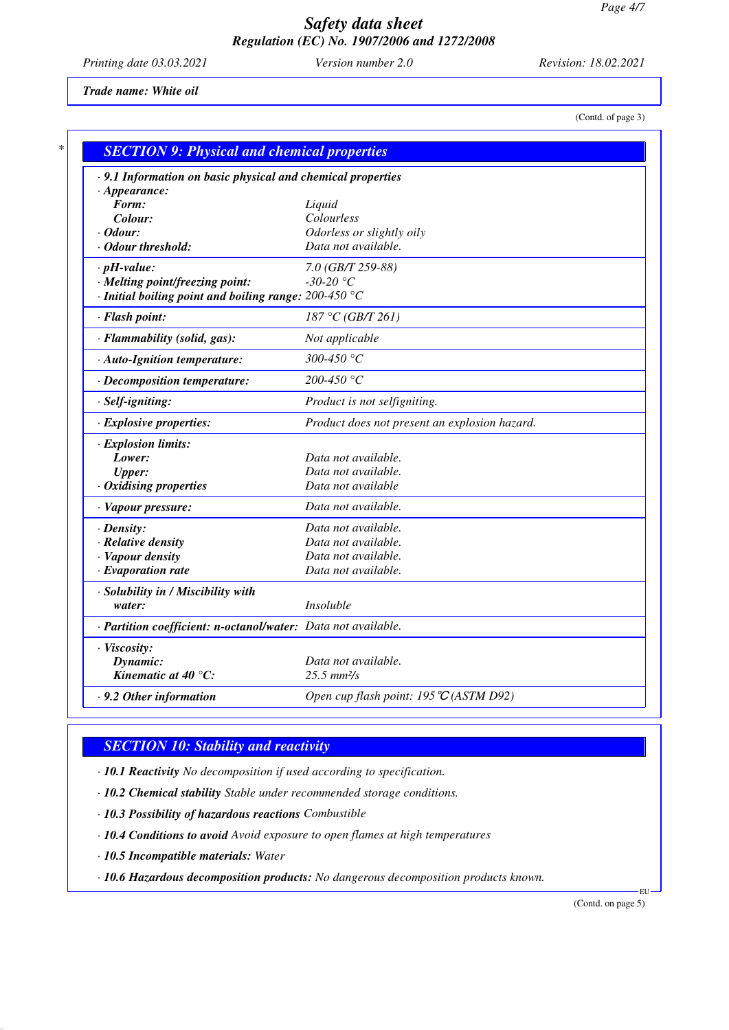Trade name: White oil

(Contd. of page 3)

## SECTION 9: Physical and chemical properties

| Property | Value |
|---|---|
| · **9.1 Information on basic physical and chemical properties** | |
| · **Appearance:** | |
| **Form:** | Liquid |
| **Colour:** | Colourless |
| · **Odour:** | Odorless or slightly oily |
| · **Odour threshold:** | Data not available. |
| · **pH-value:** | 7.0 (GB/T 259-88) |
| · **Melting point/freezing point:** | -30-20 °C |
| · **Initial boiling point and boiling range:** | 200-450 °C |
| · **Flash point:** | 187 °C (GB/T 261) |
| · **Flammability (solid, gas):** | Not applicable |
| · **Auto-Ignition temperature:** | 300-450 °C |
| · **Decomposition temperature:** | 200-450 °C |
| · **Self-igniting:** | Product is not selfigniting. |
| · **Explosive properties:** | Product does not present an explosion hazard. |
| · **Explosion limits:** | |
| **Lower:** | Data not available. |
| **Upper:** | Data not available. |
| · **Oxidising properties** | Data not available |
| · **Vapour pressure:** | Data not available. |
| · **Density:** | Data not available. |
| · **Relative density** | Data not available. |
| · **Vapour density** | Data not available. |
| · **Evaporation rate** | Data not available. |
| · **Solubility in / Miscibility with water:** | Insoluble |
| · **Partition coefficient: n-octanol/water:** | Data not available. |
| · **Viscosity:** | |
| **Dynamic:** | Data not available. |
| **Kinematic at 40 °C:** | 25.5 mm²/s |
| · **9.2 Other information** | Open cup flash point: 195 ℃ (ASTM D92) |

## SECTION 10: Stability and reactivity

· **10.1 Reactivity** No decomposition if used according to specification.

· **10.2 Chemical stability** Stable under recommended storage conditions.

· **10.3 Possibility of hazardous reactions** Combustible

· **10.4 Conditions to avoid** Avoid exposure to open flames at high temperatures

· **10.5 Incompatible materials:** Water

· **10.6 Hazardous decomposition products:** No dangerous decomposition products known.

(Contd. on page 5)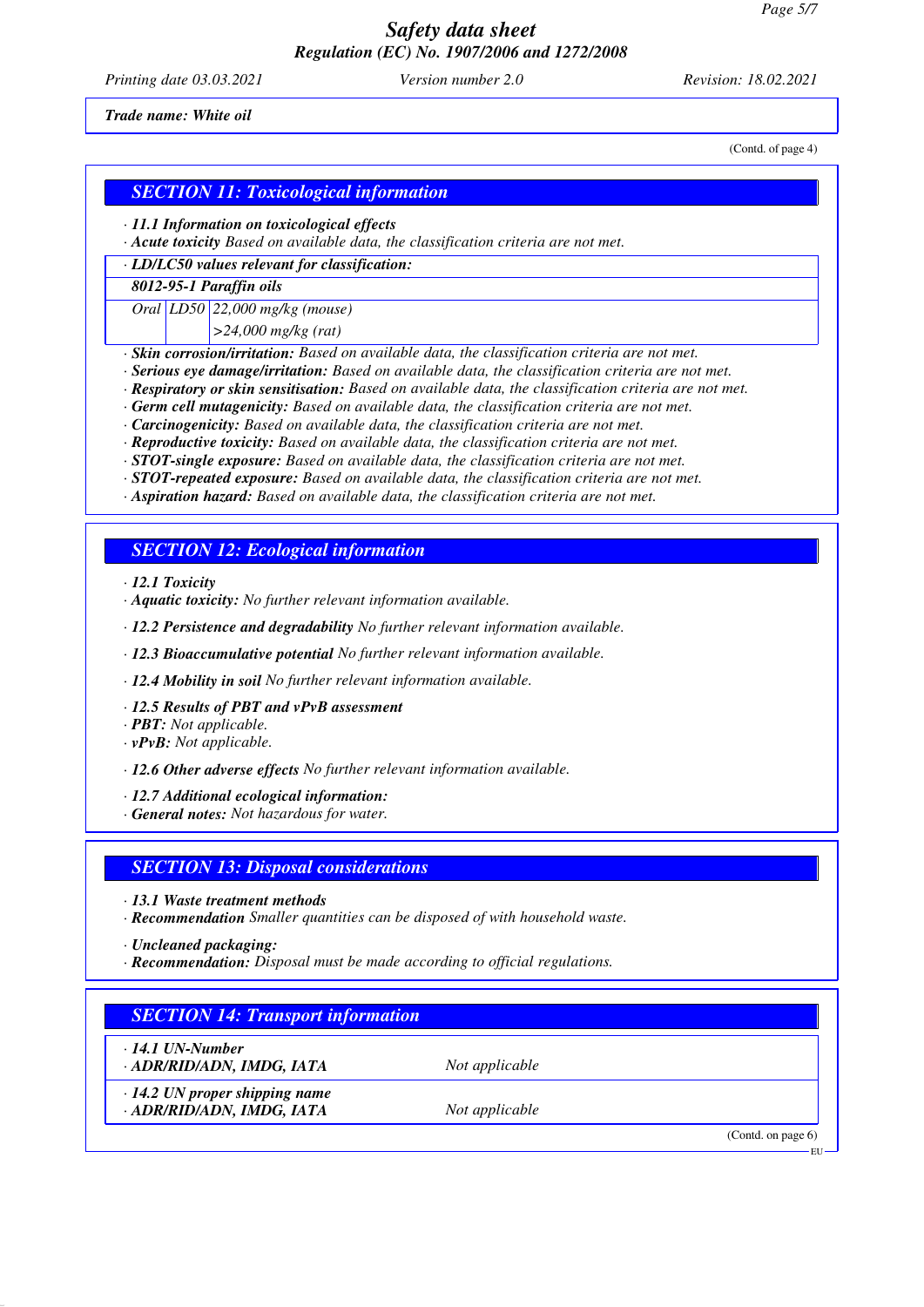Trade name: White oil

(Contd. of page 4)

## SECTION 11: Toxicological information

· **11.1 Information on toxicological effects**
· **Acute toxicity** Based on available data, the classification criteria are not met.

| · LD/LC50 values relevant for classification: | | |
|---|---|---|
| **8012-95-1 Paraffin oils** | | |
| Oral | LD50 | 22,000 mg/kg (mouse) |
| | | >24,000 mg/kg (rat) |

· **Skin corrosion/irritation:** Based on available data, the classification criteria are not met.
· **Serious eye damage/irritation:** Based on available data, the classification criteria are not met.
· **Respiratory or skin sensitisation:** Based on available data, the classification criteria are not met.
· **Germ cell mutagenicity:** Based on available data, the classification criteria are not met.
· **Carcinogenicity:** Based on available data, the classification criteria are not met.
· **Reproductive toxicity:** Based on available data, the classification criteria are not met.
· **STOT-single exposure:** Based on available data, the classification criteria are not met.
· **STOT-repeated exposure:** Based on available data, the classification criteria are not met.
· **Aspiration hazard:** Based on available data, the classification criteria are not met.

## SECTION 12: Ecological information

· **12.1 Toxicity**
· **Aquatic toxicity:** No further relevant information available.

· **12.2 Persistence and degradability** No further relevant information available.

· **12.3 Bioaccumulative potential** No further relevant information available.

· **12.4 Mobility in soil** No further relevant information available.

· **12.5 Results of PBT and vPvB assessment**
· **PBT:** Not applicable.
· **vPvB:** Not applicable.

· **12.6 Other adverse effects** No further relevant information available.

· **12.7 Additional ecological information:**
· **General notes:** Not hazardous for water.

## SECTION 13: Disposal considerations

· **13.1 Waste treatment methods**
· **Recommendation** Smaller quantities can be disposed of with household waste.

· **Uncleaned packaging:**
· **Recommendation:** Disposal must be made according to official regulations.

## SECTION 14: Transport information

| | |
|---|---|
| · **14.1 UN-Number**<br>· **ADR/RID/ADN, IMDG, IATA** | Not applicable |
| · **14.2 UN proper shipping name**<br>· **ADR/RID/ADN, IMDG, IATA** | Not applicable |

(Contd. on page 6)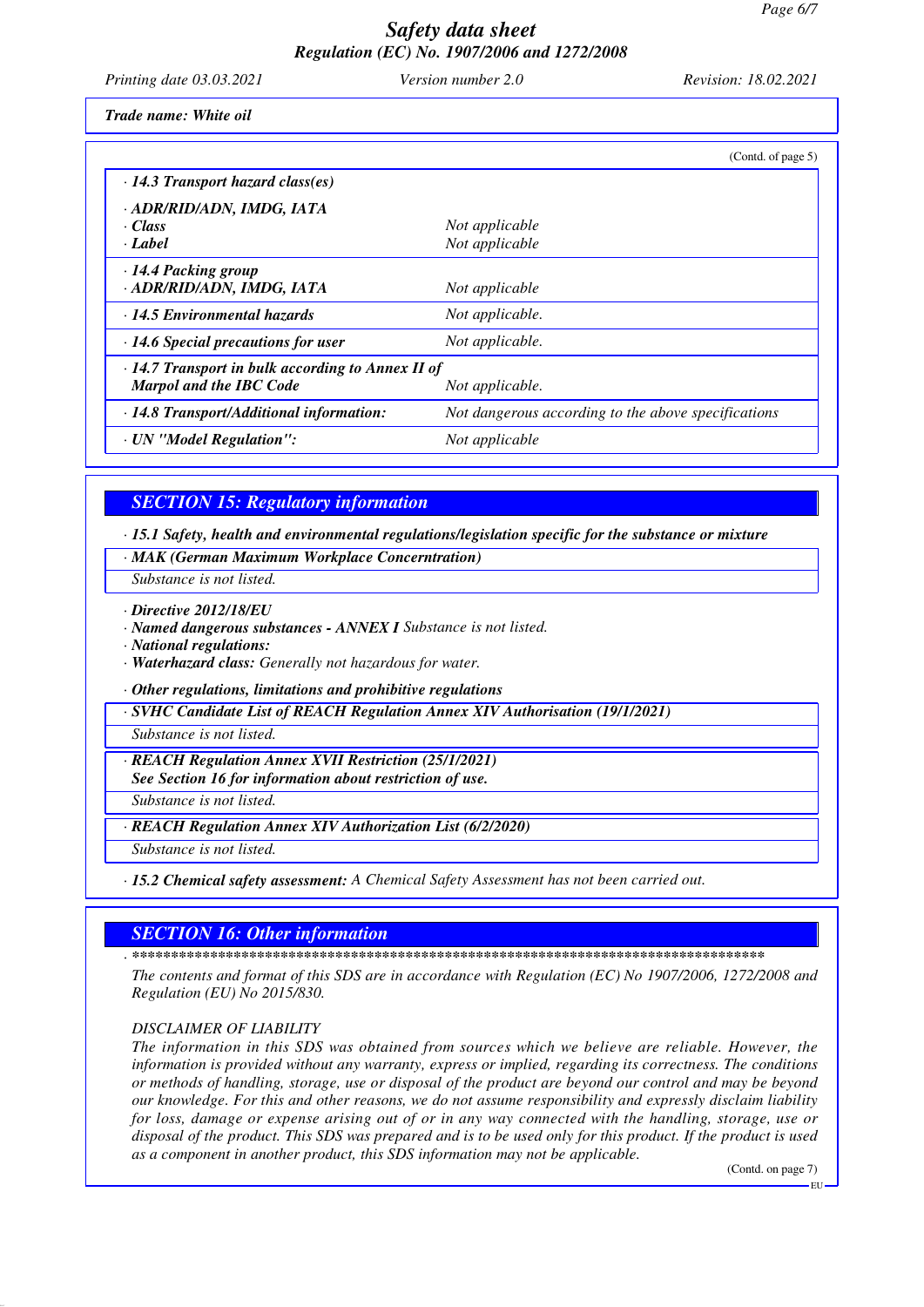(Contd. of page 5)

| | |
|---|---|
| **· 14.3 Transport hazard class(es)** | |
| **· ADR/RID/ADN, IMDG, IATA** | |
| **· Class** | *Not applicable* |
| **· Label** | *Not applicable* |
| **· 14.4 Packing group** | |
| **· ADR/RID/ADN, IMDG, IATA** | *Not applicable* |
| **· 14.5 Environmental hazards** | *Not applicable.* |
| **· 14.6 Special precautions for user** | *Not applicable.* |
| **· 14.7 Transport in bulk according to Annex II of Marpol and the IBC Code** | *Not applicable.* |
| **· 14.8 Transport/Additional information:** | *Not dangerous according to the above specifications* |
| **· UN "Model Regulation":** | *Not applicable* |

## SECTION 15: Regulatory information

**· 15.1 Safety, health and environmental regulations/legislation specific for the substance or mixture**

**· MAK (German Maximum Workplace Concerntration)**

*Substance is not listed.*

**· Directive 2012/18/EU**

**· Named dangerous substances - ANNEX I** *Substance is not listed.*

**· National regulations:**

**· Waterhazard class:** *Generally not hazardous for water.*

**· Other regulations, limitations and prohibitive regulations**

**· SVHC Candidate List of REACH Regulation Annex XIV Authorisation (19/1/2021)**

*Substance is not listed.*

**· REACH Regulation Annex XVII Restriction (25/1/2021)**
**See Section 16 for information about restriction of use.**

*Substance is not listed.*

**· REACH Regulation Annex XIV Authorization List (6/2/2020)**

*Substance is not listed.*

**· 15.2 Chemical safety assessment:** *A Chemical Safety Assessment has not been carried out.*

## SECTION 16: Other information

· ************************************************************************************

*The contents and format of this SDS are in accordance with Regulation (EC) No 1907/2006, 1272/2008 and Regulation (EU) No 2015/830.*

*DISCLAIMER OF LIABILITY*

*The information in this SDS was obtained from sources which we believe are reliable. However, the information is provided without any warranty, express or implied, regarding its correctness. The conditions or methods of handling, storage, use or disposal of the product are beyond our control and may be beyond our knowledge. For this and other reasons, we do not assume responsibility and expressly disclaim liability for loss, damage or expense arising out of or in any way connected with the handling, storage, use or disposal of the product. This SDS was prepared and is to be used only for this product. If the product is used as a component in another product, this SDS information may not be applicable.*

(Contd. on page 7)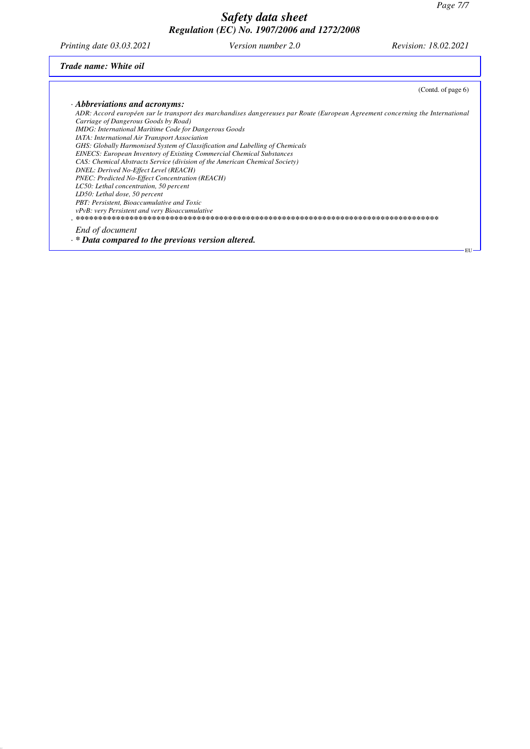(Contd. of page 6)

· ***Abbreviations and acronyms:***

*ADR: Accord européen sur le transport des marchandises dangereuses par Route (European Agreement concerning the International Carriage of Dangerous Goods by Road)*
*IMDG: International Maritime Code for Dangerous Goods*
*IATA: International Air Transport Association*
*GHS: Globally Harmonised System of Classification and Labelling of Chemicals*
*EINECS: European Inventory of Existing Commercial Chemical Substances*
*CAS: Chemical Abstracts Service (division of the American Chemical Society)*
*DNEL: Derived No-Effect Level (REACH)*
*PNEC: Predicted No-Effect Concentration (REACH)*
*LC50: Lethal concentration, 50 percent*
*LD50: Lethal dose, 50 percent*
*PBT: Persistent, Bioaccumulative and Toxic*
*vPvB: very Persistent and very Bioaccumulative*

· ****************************************************************************************

*End of document*

· ***\* Data compared to the previous version altered.***